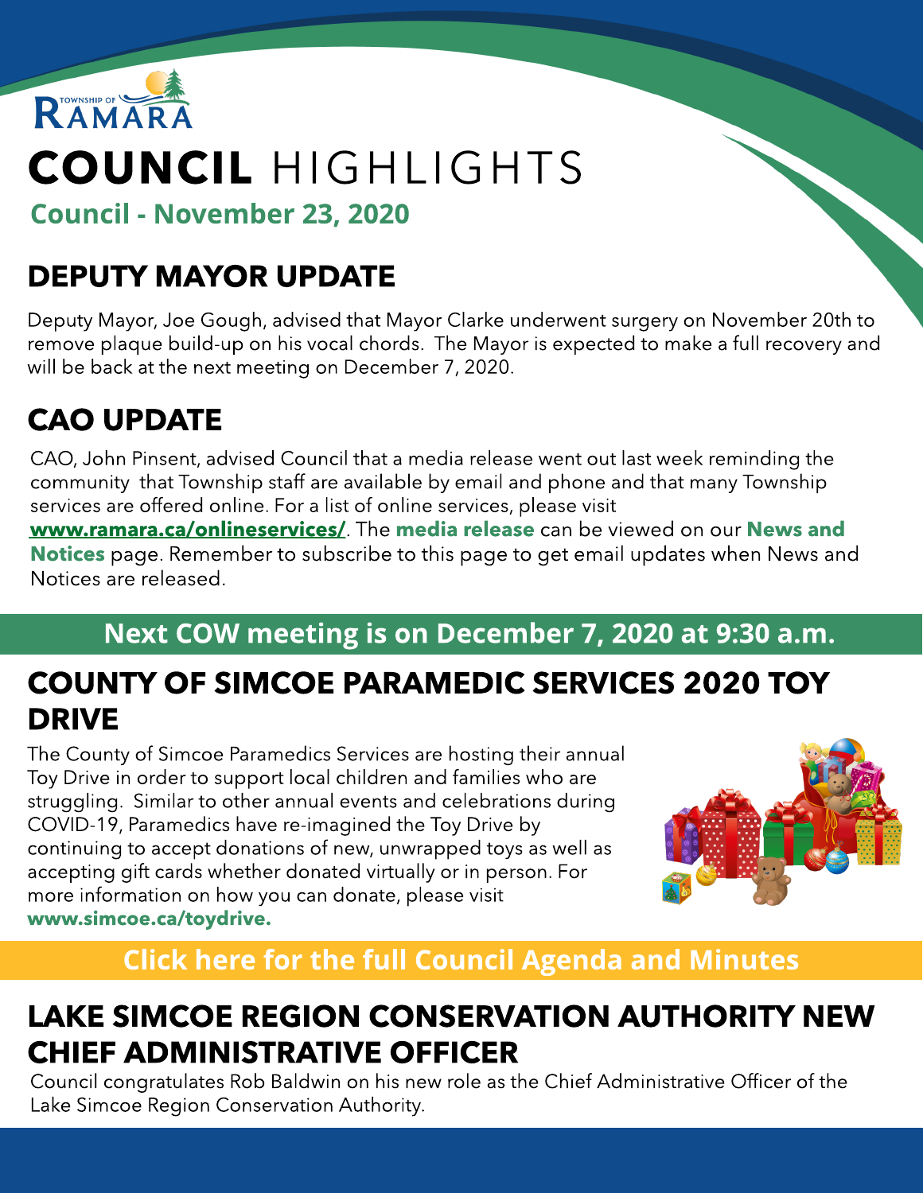TOWNSHIP OF RAMARA

# COUNCIL HIGHLIGHTS

**Council - November 23, 2020**

## DEPUTY MAYOR UPDATE

Deputy Mayor, Joe Gough, advised that Mayor Clarke underwent surgery on November 20th to remove plaque build-up on his vocal chords. The Mayor is expected to make a full recovery and will be back at the next meeting on December 7, 2020.

## CAO UPDATE

CAO, John Pinsent, advised Council that a media release went out last week reminding the community that Township staff are available by email and phone and that many Township services are offered online. For a list of online services, please visit **www.ramara.ca/onlineservices/**. The **media release** can be viewed on our **News and Notices** page. Remember to subscribe to this page to get email updates when News and Notices are released.

**Next COW meeting is on December 7, 2020 at 9:30 a.m.**

## COUNTY OF SIMCOE PARAMEDIC SERVICES 2020 TOY DRIVE

The County of Simcoe Paramedics Services are hosting their annual Toy Drive in order to support local children and families who are struggling. Similar to other annual events and celebrations during COVID-19, Paramedics have re-imagined the Toy Drive by continuing to accept donations of new, unwrapped toys as well as accepting gift cards whether donated virtually or in person. For more information on how you can donate, please visit **www.simcoe.ca/toydrive.**

**Click here for the full Council Agenda and Minutes**

## LAKE SIMCOE REGION CONSERVATION AUTHORITY NEW CHIEF ADMINISTRATIVE OFFICER

Council congratulates Rob Baldwin on his new role as the Chief Administrative Officer of the Lake Simcoe Region Conservation Authority.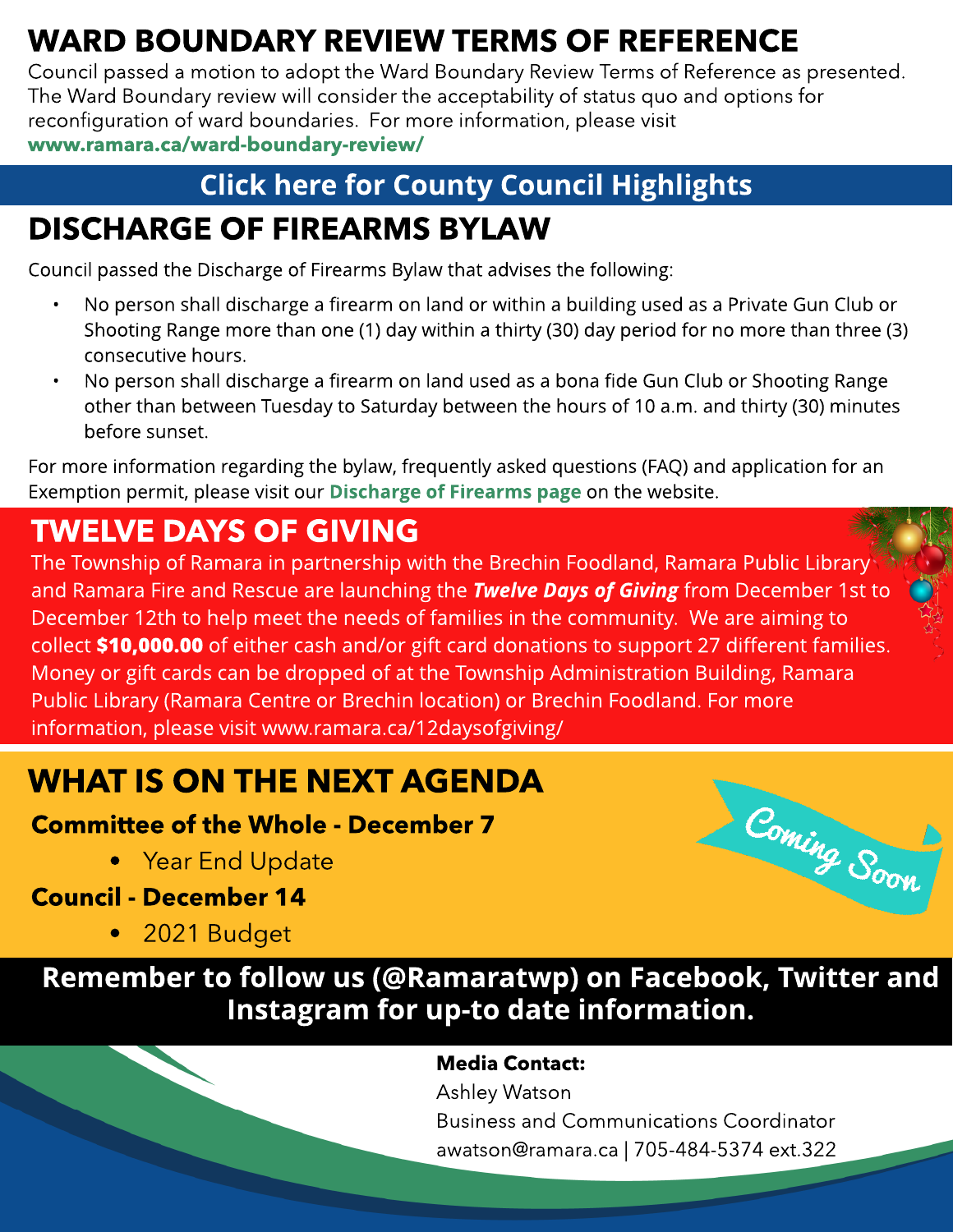## WARD BOUNDARY REVIEW TERMS OF REFERENCE

Council passed a motion to adopt the Ward Boundary Review Terms of Reference as presented. The Ward Boundary review will consider the acceptability of status quo and options for reconfiguration of ward boundaries. For more information, please visit **www.ramara.ca/ward-boundary-review/**

**Click here for County Council Highlights**

## DISCHARGE OF FIREARMS BYLAW

Council passed the Discharge of Firearms Bylaw that advises the following:

- No person shall discharge a firearm on land or within a building used as a Private Gun Club or Shooting Range more than one (1) day within a thirty (30) day period for no more than three (3) consecutive hours.
- No person shall discharge a firearm on land used as a bona fide Gun Club or Shooting Range other than between Tuesday to Saturday between the hours of 10 a.m. and thirty (30) minutes before sunset.

For more information regarding the bylaw, frequently asked questions (FAQ) and application for an Exemption permit, please visit our **Discharge of Firearms page** on the website.

## TWELVE DAYS OF GIVING

The Township of Ramara in partnership with the Brechin Foodland, Ramara Public Library and Ramara Fire and Rescue are launching the ***Twelve Days of Giving*** from December 1st to December 12th to help meet the needs of families in the community. We are aiming to collect **$10,000.00** of either cash and/or gift card donations to support 27 different families. Money or gift cards can be dropped of at the Township Administration Building, Ramara Public Library (Ramara Centre or Brechin location) or Brechin Foodland. For more information, please visit www.ramara.ca/12daysofgiving/

## WHAT IS ON THE NEXT AGENDA

**Committee of the Whole - December 7**

- Year End Update

**Council - December 14**

- 2021 Budget

Coming Soon

**Remember to follow us (@Ramaratwp) on Facebook, Twitter and Instagram for up-to date information.**

**Media Contact:**
Ashley Watson
Business and Communications Coordinator
awatson@ramara.ca | 705-484-5374 ext.322